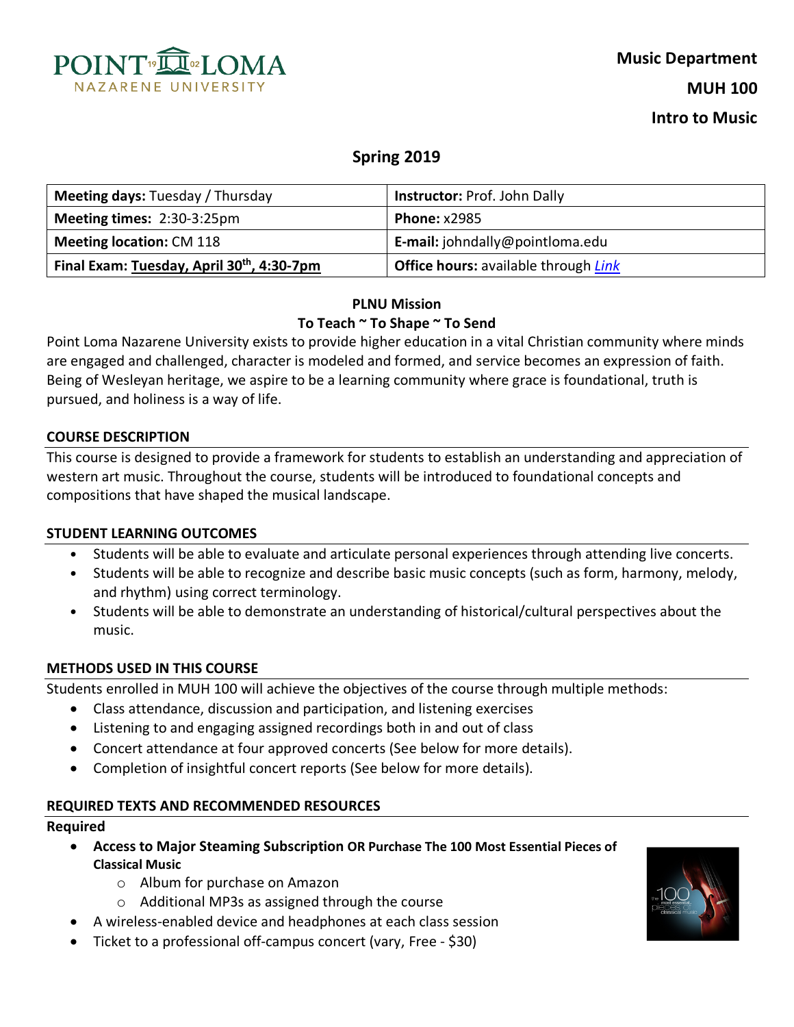**Music Department**

**MUH 100**

**Intro to Music**

## Spring 2019

| **Meeting days:** Tuesday / Thursday | **Instructor:** Prof. John Dally |
|---|---|
| **Meeting times:** 2:30-3:25pm | **Phone:** x2985 |
| **Meeting location:** CM 118 | **E-mail:** johndally@pointloma.edu |
| **Final Exam: Tuesday, April 30th, 4:30-7pm** | **Office hours:** available through *Link* |

**PLNU Mission**

**To Teach ~ To Shape ~ To Send**

Point Loma Nazarene University exists to provide higher education in a vital Christian community where minds are engaged and challenged, character is modeled and formed, and service becomes an expression of faith. Being of Wesleyan heritage, we aspire to be a learning community where grace is foundational, truth is pursued, and holiness is a way of life.

### COURSE DESCRIPTION

This course is designed to provide a framework for students to establish an understanding and appreciation of western art music. Throughout the course, students will be introduced to foundational concepts and compositions that have shaped the musical landscape.

### STUDENT LEARNING OUTCOMES

- Students will be able to evaluate and articulate personal experiences through attending live concerts.
- Students will be able to recognize and describe basic music concepts (such as form, harmony, melody, and rhythm) using correct terminology.
- Students will be able to demonstrate an understanding of historical/cultural perspectives about the music.

### METHODS USED IN THIS COURSE

Students enrolled in MUH 100 will achieve the objectives of the course through multiple methods:

- Class attendance, discussion and participation, and listening exercises
- Listening to and engaging assigned recordings both in and out of class
- Concert attendance at four approved concerts (See below for more details).
- Completion of insightful concert reports (See below for more details).

### REQUIRED TEXTS AND RECOMMENDED RESOURCES

**Required**

- **Access to Major Steaming Subscription OR Purchase The 100 Most Essential Pieces of Classical Music**
  - Album for purchase on Amazon
  - Additional MP3s as assigned through the course
- A wireless-enabled device and headphones at each class session
- Ticket to a professional off-campus concert (vary, Free - $30)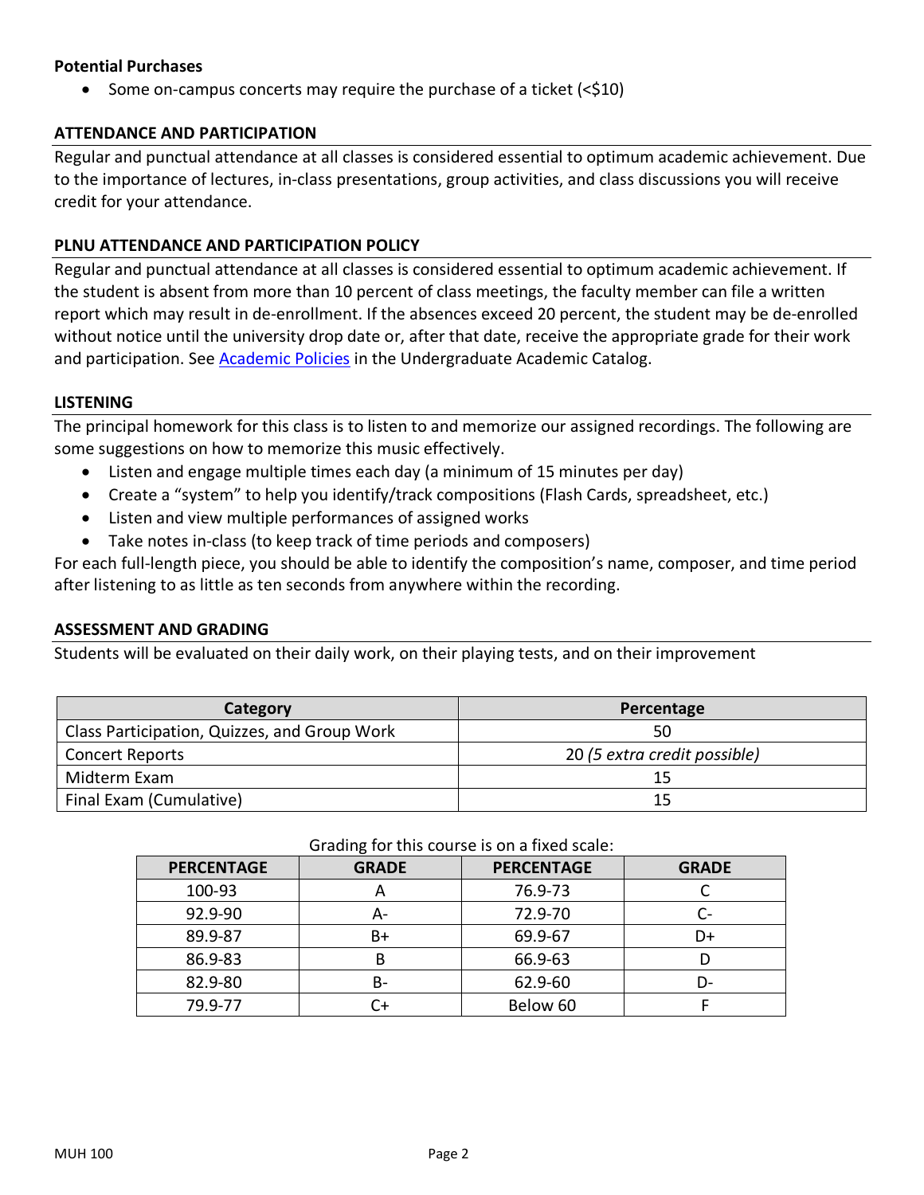**Potential Purchases**

- Some on-campus concerts may require the purchase of a ticket (<$10)

## ATTENDANCE AND PARTICIPATION

Regular and punctual attendance at all classes is considered essential to optimum academic achievement. Due to the importance of lectures, in-class presentations, group activities, and class discussions you will receive credit for your attendance.

## PLNU ATTENDANCE AND PARTICIPATION POLICY

Regular and punctual attendance at all classes is considered essential to optimum academic achievement. If the student is absent from more than 10 percent of class meetings, the faculty member can file a written report which may result in de-enrollment. If the absences exceed 20 percent, the student may be de-enrolled without notice until the university drop date or, after that date, receive the appropriate grade for their work and participation. See Academic Policies in the Undergraduate Academic Catalog.

## LISTENING

The principal homework for this class is to listen to and memorize our assigned recordings. The following are some suggestions on how to memorize this music effectively.

- Listen and engage multiple times each day (a minimum of 15 minutes per day)
- Create a "system" to help you identify/track compositions (Flash Cards, spreadsheet, etc.)
- Listen and view multiple performances of assigned works
- Take notes in-class (to keep track of time periods and composers)

For each full-length piece, you should be able to identify the composition's name, composer, and time period after listening to as little as ten seconds from anywhere within the recording.

## ASSESSMENT AND GRADING

Students will be evaluated on their daily work, on their playing tests, and on their improvement

| Category | Percentage |
|---|---|
| Class Participation, Quizzes, and Group Work | 50 |
| Concert Reports | 20 *(5 extra credit possible)* |
| Midterm Exam | 15 |
| Final Exam (Cumulative) | 15 |

Grading for this course is on a fixed scale:

| PERCENTAGE | GRADE | PERCENTAGE | GRADE |
|---|---|---|---|
| 100-93 | A | 76.9-73 | C |
| 92.9-90 | A- | 72.9-70 | C- |
| 89.9-87 | B+ | 69.9-67 | D+ |
| 86.9-83 | B | 66.9-63 | D |
| 82.9-80 | B- | 62.9-60 | D- |
| 79.9-77 | C+ | Below 60 | F |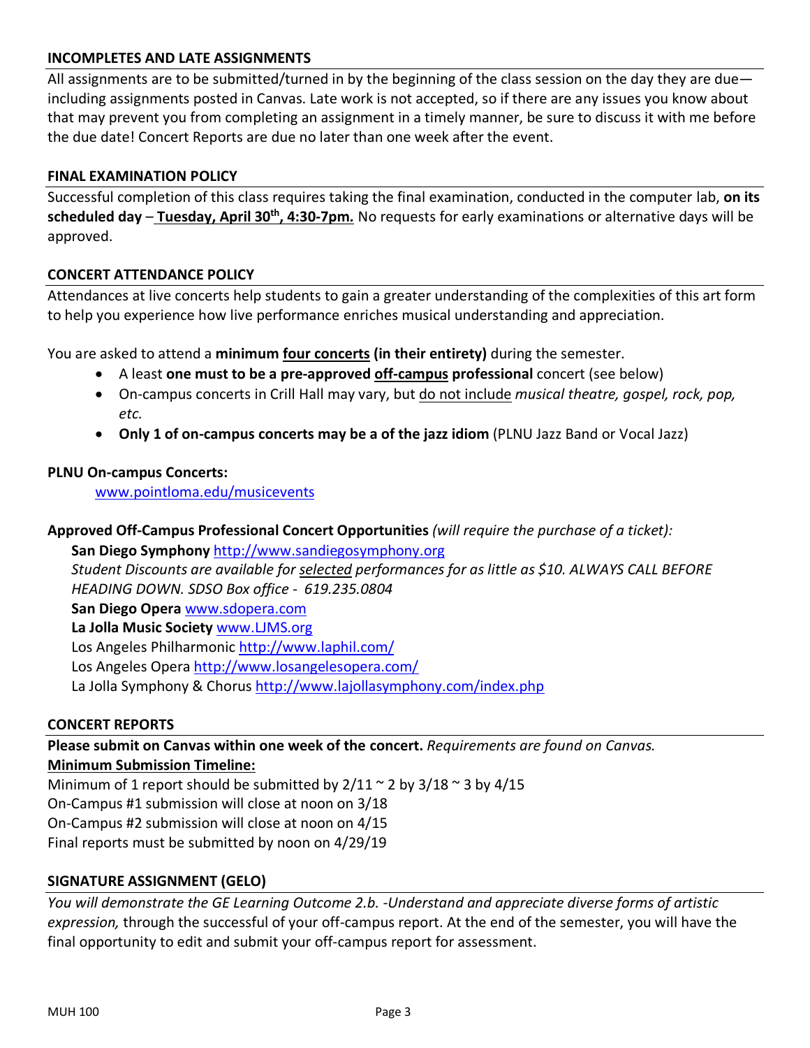## INCOMPLETES AND LATE ASSIGNMENTS

All assignments are to be submitted/turned in by the beginning of the class session on the day they are due—including assignments posted in Canvas. Late work is not accepted, so if there are any issues you know about that may prevent you from completing an assignment in a timely manner, be sure to discuss it with me before the due date! Concert Reports are due no later than one week after the event.

## FINAL EXAMINATION POLICY

Successful completion of this class requires taking the final examination, conducted in the computer lab, **on its scheduled day** – **Tuesday, April 30th, 4:30-7pm.** No requests for early examinations or alternative days will be approved.

## CONCERT ATTENDANCE POLICY

Attendances at live concerts help students to gain a greater understanding of the complexities of this art form to help you experience how live performance enriches musical understanding and appreciation.

You are asked to attend a **minimum four concerts (in their entirety)** during the semester.

- A least **one must to be a pre-approved off-campus professional** concert (see below)
- On-campus concerts in Crill Hall may vary, but do not include *musical theatre, gospel, rock, pop, etc.*
- **Only 1 of on-campus concerts may be a of the jazz idiom** (PLNU Jazz Band or Vocal Jazz)

**PLNU On-campus Concerts:**

www.pointloma.edu/musicevents

**Approved Off-Campus Professional Concert Opportunities** *(will require the purchase of a ticket):*

**San Diego Symphony** http://www.sandiegosymphony.org
*Student Discounts are available for selected performances for as little as $10. ALWAYS CALL BEFORE HEADING DOWN. SDSO Box office - 619.235.0804*
**San Diego Opera** www.sdopera.com
**La Jolla Music Society** www.LJMS.org
Los Angeles Philharmonic http://www.laphil.com/
Los Angeles Opera http://www.losangelesopera.com/
La Jolla Symphony & Chorus http://www.lajollasymphony.com/index.php

## CONCERT REPORTS

**Please submit on Canvas within one week of the concert.** *Requirements are found on Canvas.*

**Minimum Submission Timeline:**

Minimum of 1 report should be submitted by 2/11 ~ 2 by 3/18 ~ 3 by 4/15
On-Campus #1 submission will close at noon on 3/18
On-Campus #2 submission will close at noon on 4/15
Final reports must be submitted by noon on 4/29/19

## SIGNATURE ASSIGNMENT (GELO)

*You will demonstrate the GE Learning Outcome 2.b. -Understand and appreciate diverse forms of artistic expression,* through the successful of your off-campus report. At the end of the semester, you will have the final opportunity to edit and submit your off-campus report for assessment.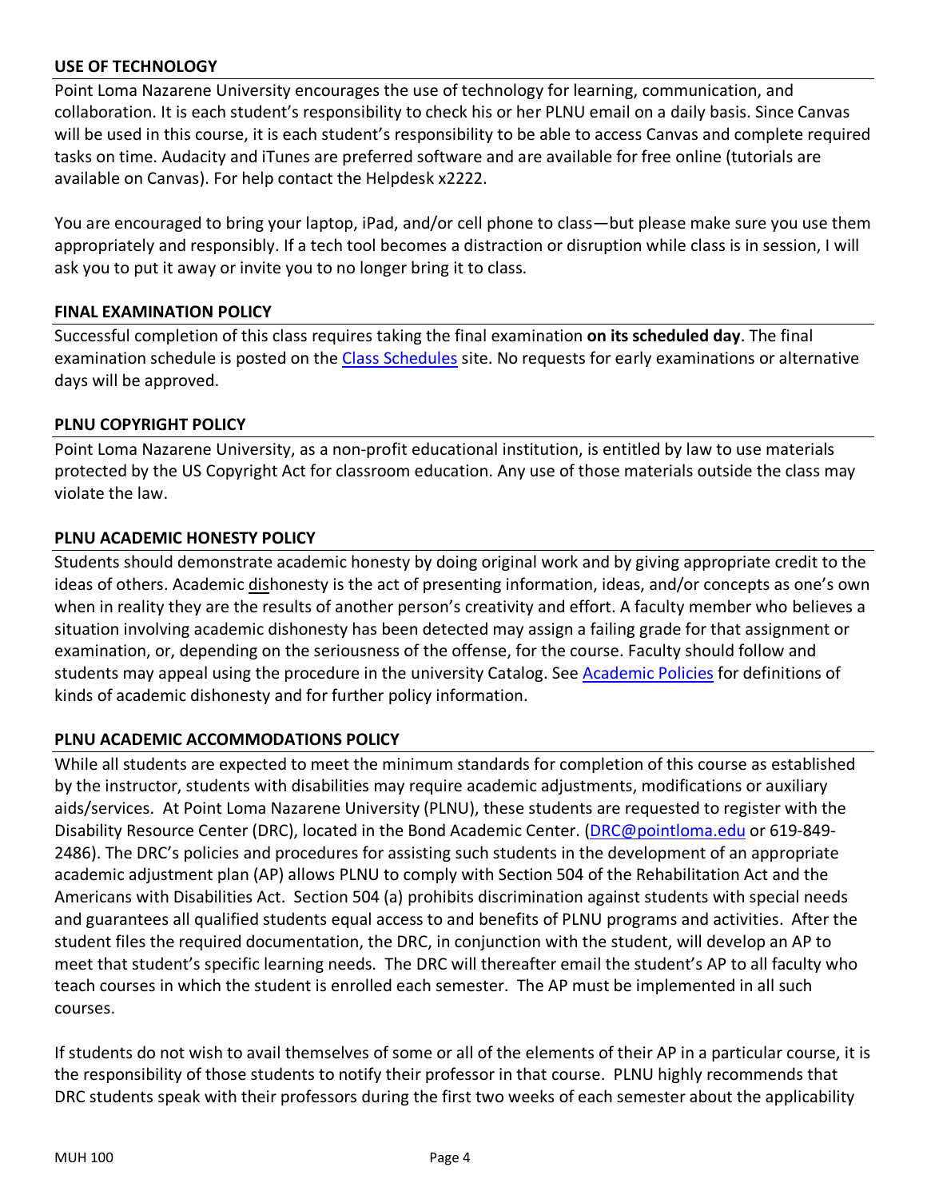## USE OF TECHNOLOGY

Point Loma Nazarene University encourages the use of technology for learning, communication, and collaboration. It is each student's responsibility to check his or her PLNU email on a daily basis. Since Canvas will be used in this course, it is each student's responsibility to be able to access Canvas and complete required tasks on time. Audacity and iTunes are preferred software and are available for free online (tutorials are available on Canvas). For help contact the Helpdesk x2222.

You are encouraged to bring your laptop, iPad, and/or cell phone to class—but please make sure you use them appropriately and responsibly. If a tech tool becomes a distraction or disruption while class is in session, I will ask you to put it away or invite you to no longer bring it to class.

## FINAL EXAMINATION POLICY

Successful completion of this class requires taking the final examination **on its scheduled day**. The final examination schedule is posted on the Class Schedules site. No requests for early examinations or alternative days will be approved.

## PLNU COPYRIGHT POLICY

Point Loma Nazarene University, as a non-profit educational institution, is entitled by law to use materials protected by the US Copyright Act for classroom education. Any use of those materials outside the class may violate the law.

## PLNU ACADEMIC HONESTY POLICY

Students should demonstrate academic honesty by doing original work and by giving appropriate credit to the ideas of others. Academic dishonesty is the act of presenting information, ideas, and/or concepts as one's own when in reality they are the results of another person's creativity and effort. A faculty member who believes a situation involving academic dishonesty has been detected may assign a failing grade for that assignment or examination, or, depending on the seriousness of the offense, for the course. Faculty should follow and students may appeal using the procedure in the university Catalog. See Academic Policies for definitions of kinds of academic dishonesty and for further policy information.

## PLNU ACADEMIC ACCOMMODATIONS POLICY

While all students are expected to meet the minimum standards for completion of this course as established by the instructor, students with disabilities may require academic adjustments, modifications or auxiliary aids/services. At Point Loma Nazarene University (PLNU), these students are requested to register with the Disability Resource Center (DRC), located in the Bond Academic Center. (DRC@pointloma.edu or 619-849-2486). The DRC's policies and procedures for assisting such students in the development of an appropriate academic adjustment plan (AP) allows PLNU to comply with Section 504 of the Rehabilitation Act and the Americans with Disabilities Act. Section 504 (a) prohibits discrimination against students with special needs and guarantees all qualified students equal access to and benefits of PLNU programs and activities. After the student files the required documentation, the DRC, in conjunction with the student, will develop an AP to meet that student's specific learning needs. The DRC will thereafter email the student's AP to all faculty who teach courses in which the student is enrolled each semester. The AP must be implemented in all such courses.

If students do not wish to avail themselves of some or all of the elements of their AP in a particular course, it is the responsibility of those students to notify their professor in that course. PLNU highly recommends that DRC students speak with their professors during the first two weeks of each semester about the applicability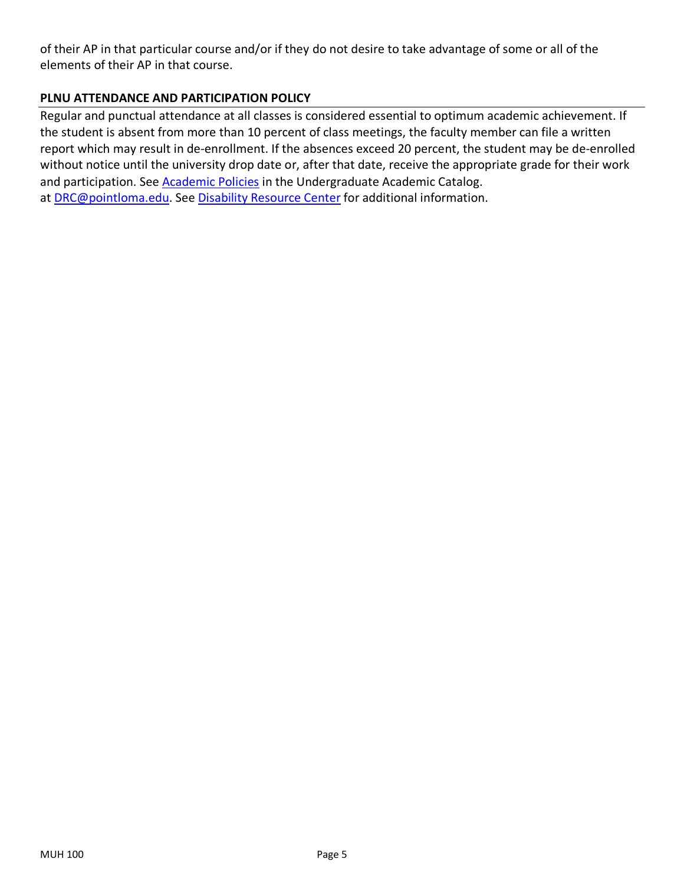of their AP in that particular course and/or if they do not desire to take advantage of some or all of the elements of their AP in that course.

**PLNU ATTENDANCE AND PARTICIPATION POLICY**

Regular and punctual attendance at all classes is considered essential to optimum academic achievement. If the student is absent from more than 10 percent of class meetings, the faculty member can file a written report which may result in de-enrollment. If the absences exceed 20 percent, the student may be de-enrolled without notice until the university drop date or, after that date, receive the appropriate grade for their work and participation. See [Academic Policies](#) in the Undergraduate Academic Catalog.
at [DRC@pointloma.edu](mailto:DRC@pointloma.edu). See [Disability Resource Center](#) for additional information.